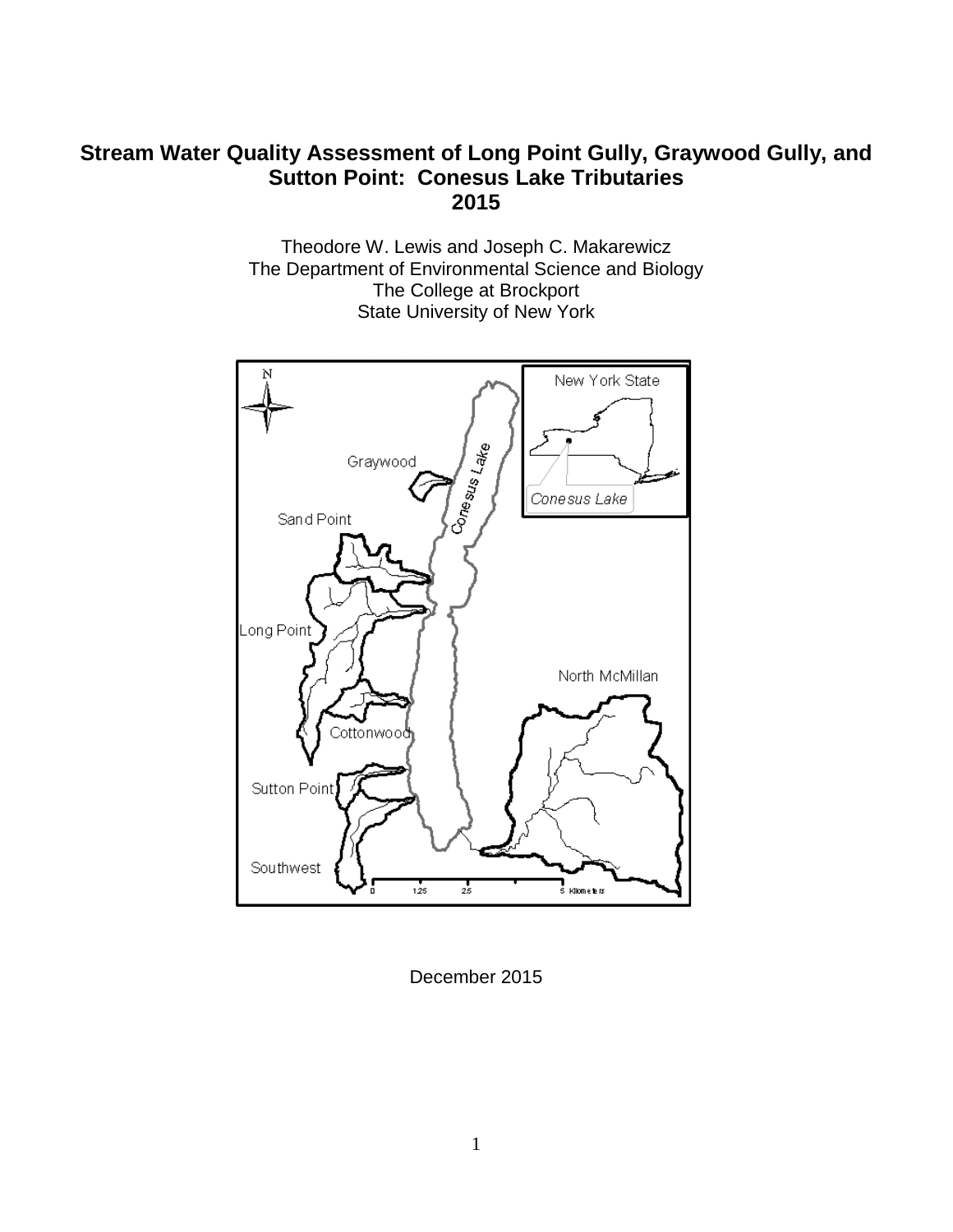# Stream Water Quality Assessment of Long Point Gully, Graywood Gully, and Sutton Point: Conesus Lake Tributaries
# 2015

Theodore W. Lewis and Joseph C. Makarewicz
The Department of Environmental Science and Biology
The College at Brockport
State University of New York

December 2015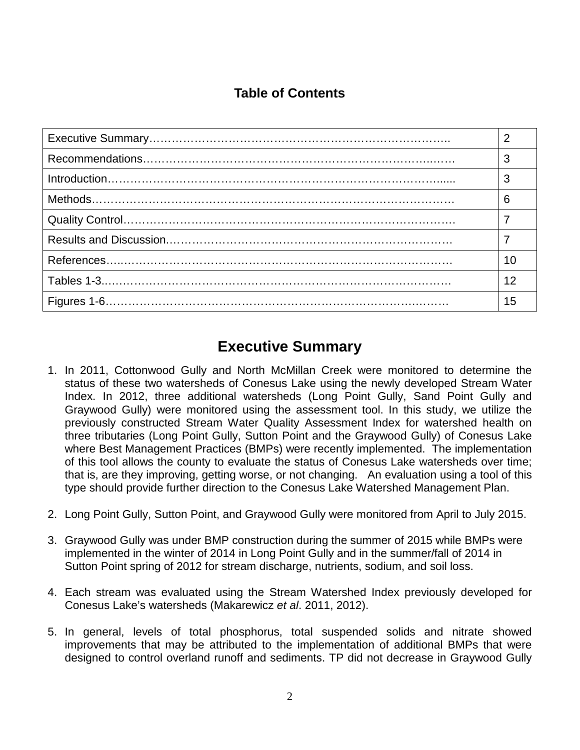## Table of Contents

| | |
|---|---|
| Executive Summary | 2 |
| Recommendations | 3 |
| Introduction | 3 |
| Methods | 6 |
| Quality Control | 7 |
| Results and Discussion | 7 |
| References | 10 |
| Tables 1-3 | 12 |
| Figures 1-6 | 15 |

# Executive Summary

1. In 2011, Cottonwood Gully and North McMillan Creek were monitored to determine the status of these two watersheds of Conesus Lake using the newly developed Stream Water Index. In 2012, three additional watersheds (Long Point Gully, Sand Point Gully and Graywood Gully) were monitored using the assessment tool. In this study, we utilize the previously constructed Stream Water Quality Assessment Index for watershed health on three tributaries (Long Point Gully, Sutton Point and the Graywood Gully) of Conesus Lake where Best Management Practices (BMPs) were recently implemented. The implementation of this tool allows the county to evaluate the status of Conesus Lake watersheds over time; that is, are they improving, getting worse, or not changing. An evaluation using a tool of this type should provide further direction to the Conesus Lake Watershed Management Plan.

2. Long Point Gully, Sutton Point, and Graywood Gully were monitored from April to July 2015.

3. Graywood Gully was under BMP construction during the summer of 2015 while BMPs were implemented in the winter of 2014 in Long Point Gully and in the summer/fall of 2014 in Sutton Point spring of 2012 for stream discharge, nutrients, sodium, and soil loss.

4. Each stream was evaluated using the Stream Watershed Index previously developed for Conesus Lake's watersheds (Makarewicz *et al*. 2011, 2012).

5. In general, levels of total phosphorus, total suspended solids and nitrate showed improvements that may be attributed to the implementation of additional BMPs that were designed to control overland runoff and sediments. TP did not decrease in Graywood Gully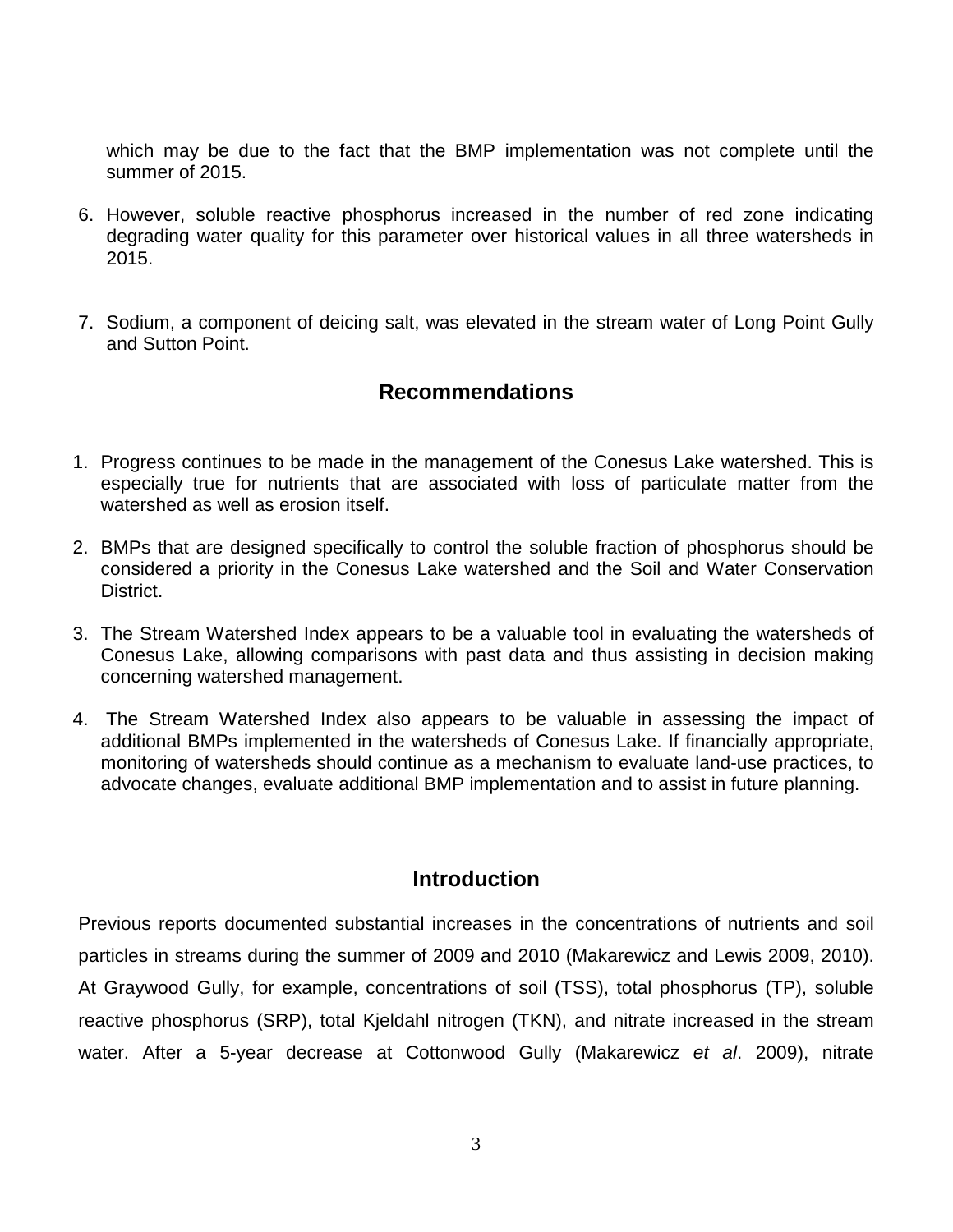which may be due to the fact that the BMP implementation was not complete until the summer of 2015.

6. However, soluble reactive phosphorus increased in the number of red zone indicating degrading water quality for this parameter over historical values in all three watersheds in 2015.

7. Sodium, a component of deicing salt, was elevated in the stream water of Long Point Gully and Sutton Point.

## Recommendations

1. Progress continues to be made in the management of the Conesus Lake watershed. This is especially true for nutrients that are associated with loss of particulate matter from the watershed as well as erosion itself.

2. BMPs that are designed specifically to control the soluble fraction of phosphorus should be considered a priority in the Conesus Lake watershed and the Soil and Water Conservation District.

3. The Stream Watershed Index appears to be a valuable tool in evaluating the watersheds of Conesus Lake, allowing comparisons with past data and thus assisting in decision making concerning watershed management.

4. The Stream Watershed Index also appears to be valuable in assessing the impact of additional BMPs implemented in the watersheds of Conesus Lake. If financially appropriate, monitoring of watersheds should continue as a mechanism to evaluate land-use practices, to advocate changes, evaluate additional BMP implementation and to assist in future planning.

## Introduction

Previous reports documented substantial increases in the concentrations of nutrients and soil particles in streams during the summer of 2009 and 2010 (Makarewicz and Lewis 2009, 2010). At Graywood Gully, for example, concentrations of soil (TSS), total phosphorus (TP), soluble reactive phosphorus (SRP), total Kjeldahl nitrogen (TKN), and nitrate increased in the stream water. After a 5-year decrease at Cottonwood Gully (Makarewicz *et al*. 2009), nitrate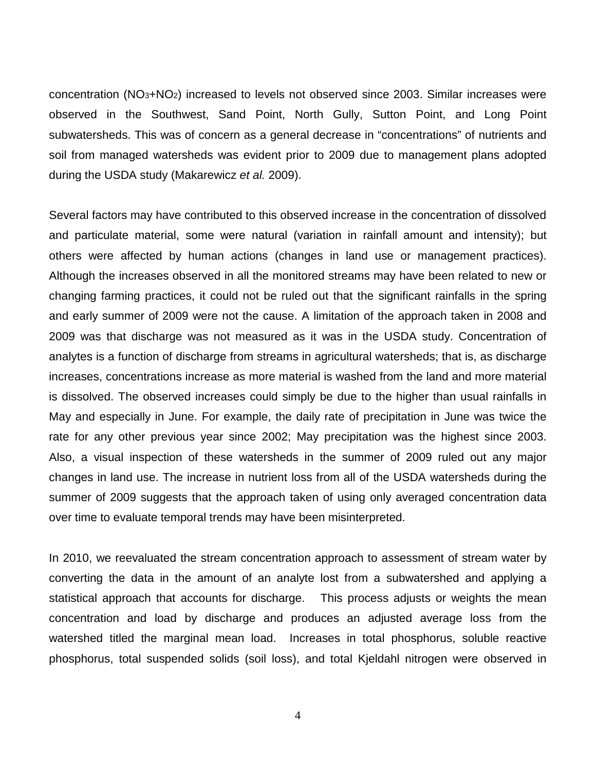concentration ($NO_3$+$NO_2$) increased to levels not observed since 2003. Similar increases were observed in the Southwest, Sand Point, North Gully, Sutton Point, and Long Point subwatersheds. This was of concern as a general decrease in "concentrations" of nutrients and soil from managed watersheds was evident prior to 2009 due to management plans adopted during the USDA study (Makarewicz *et al.* 2009).

Several factors may have contributed to this observed increase in the concentration of dissolved and particulate material, some were natural (variation in rainfall amount and intensity); but others were affected by human actions (changes in land use or management practices). Although the increases observed in all the monitored streams may have been related to new or changing farming practices, it could not be ruled out that the significant rainfalls in the spring and early summer of 2009 were not the cause. A limitation of the approach taken in 2008 and 2009 was that discharge was not measured as it was in the USDA study. Concentration of analytes is a function of discharge from streams in agricultural watersheds; that is, as discharge increases, concentrations increase as more material is washed from the land and more material is dissolved. The observed increases could simply be due to the higher than usual rainfalls in May and especially in June. For example, the daily rate of precipitation in June was twice the rate for any other previous year since 2002; May precipitation was the highest since 2003. Also, a visual inspection of these watersheds in the summer of 2009 ruled out any major changes in land use. The increase in nutrient loss from all of the USDA watersheds during the summer of 2009 suggests that the approach taken of using only averaged concentration data over time to evaluate temporal trends may have been misinterpreted.

In 2010, we reevaluated the stream concentration approach to assessment of stream water by converting the data in the amount of an analyte lost from a subwatershed and applying a statistical approach that accounts for discharge. This process adjusts or weights the mean concentration and load by discharge and produces an adjusted average loss from the watershed titled the marginal mean load. Increases in total phosphorus, soluble reactive phosphorus, total suspended solids (soil loss), and total Kjeldahl nitrogen were observed in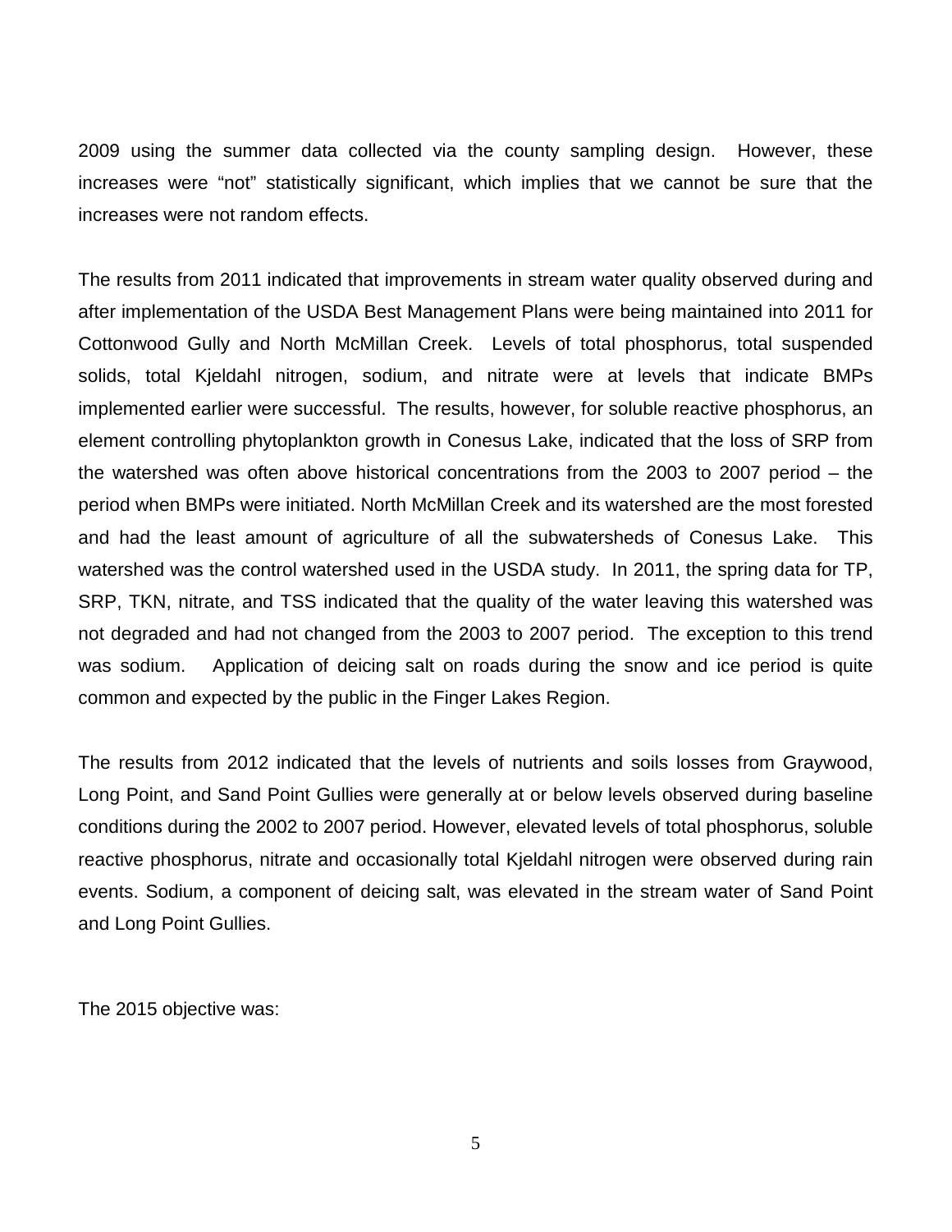2009 using the summer data collected via the county sampling design. However, these increases were "not" statistically significant, which implies that we cannot be sure that the increases were not random effects.

The results from 2011 indicated that improvements in stream water quality observed during and after implementation of the USDA Best Management Plans were being maintained into 2011 for Cottonwood Gully and North McMillan Creek. Levels of total phosphorus, total suspended solids, total Kjeldahl nitrogen, sodium, and nitrate were at levels that indicate BMPs implemented earlier were successful. The results, however, for soluble reactive phosphorus, an element controlling phytoplankton growth in Conesus Lake, indicated that the loss of SRP from the watershed was often above historical concentrations from the 2003 to 2007 period – the period when BMPs were initiated. North McMillan Creek and its watershed are the most forested and had the least amount of agriculture of all the subwatersheds of Conesus Lake. This watershed was the control watershed used in the USDA study. In 2011, the spring data for TP, SRP, TKN, nitrate, and TSS indicated that the quality of the water leaving this watershed was not degraded and had not changed from the 2003 to 2007 period. The exception to this trend was sodium. Application of deicing salt on roads during the snow and ice period is quite common and expected by the public in the Finger Lakes Region.

The results from 2012 indicated that the levels of nutrients and soils losses from Graywood, Long Point, and Sand Point Gullies were generally at or below levels observed during baseline conditions during the 2002 to 2007 period. However, elevated levels of total phosphorus, soluble reactive phosphorus, nitrate and occasionally total Kjeldahl nitrogen were observed during rain events. Sodium, a component of deicing salt, was elevated in the stream water of Sand Point and Long Point Gullies.

The 2015 objective was: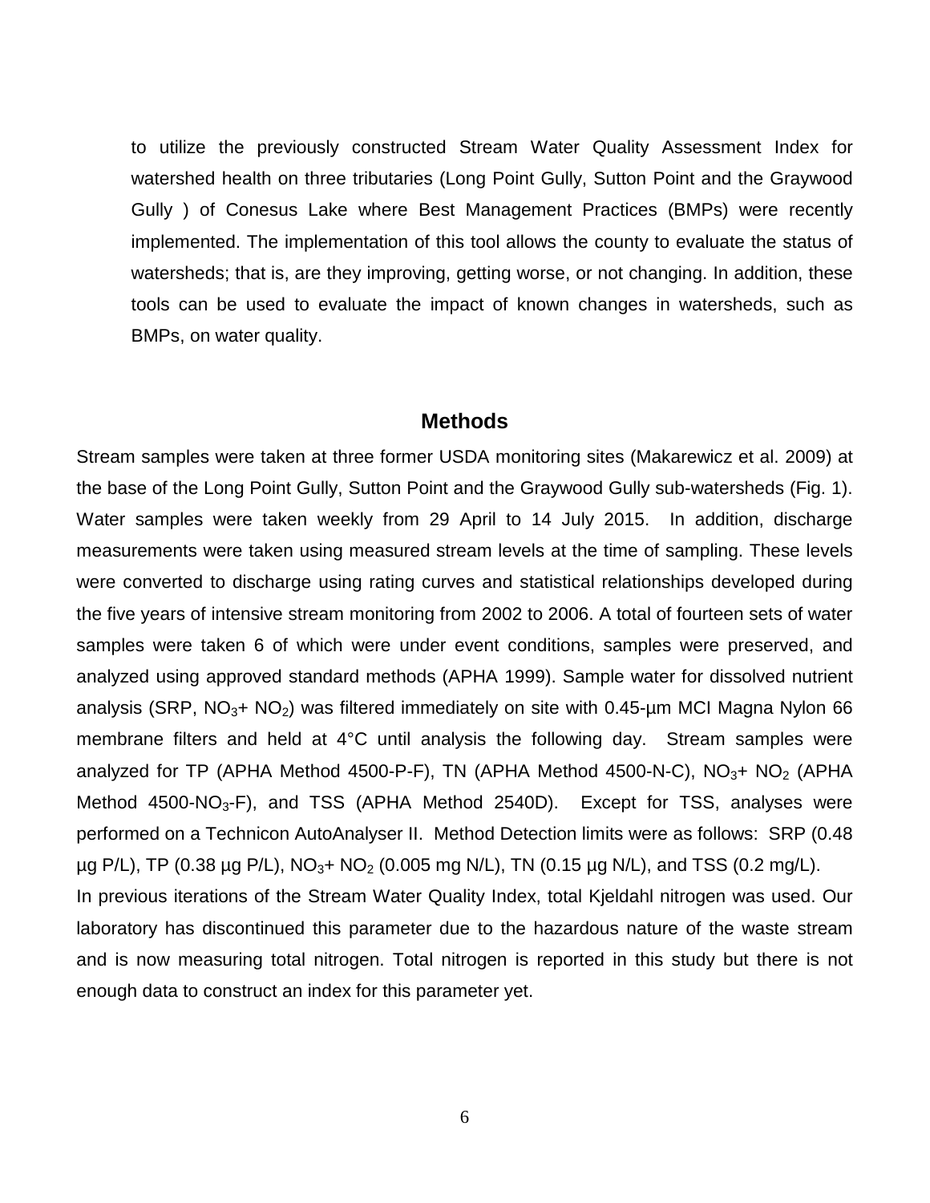to utilize the previously constructed Stream Water Quality Assessment Index for watershed health on three tributaries (Long Point Gully, Sutton Point and the Graywood Gully ) of Conesus Lake where Best Management Practices (BMPs) were recently implemented. The implementation of this tool allows the county to evaluate the status of watersheds; that is, are they improving, getting worse, or not changing. In addition, these tools can be used to evaluate the impact of known changes in watersheds, such as BMPs, on water quality.

## Methods

Stream samples were taken at three former USDA monitoring sites (Makarewicz et al. 2009) at the base of the Long Point Gully, Sutton Point and the Graywood Gully sub-watersheds (Fig. 1). Water samples were taken weekly from 29 April to 14 July 2015. In addition, discharge measurements were taken using measured stream levels at the time of sampling. These levels were converted to discharge using rating curves and statistical relationships developed during the five years of intensive stream monitoring from 2002 to 2006. A total of fourteen sets of water samples were taken 6 of which were under event conditions, samples were preserved, and analyzed using approved standard methods (APHA 1999). Sample water for dissolved nutrient analysis (SRP, $NO_3$+ $NO_2$) was filtered immediately on site with 0.45-µm MCI Magna Nylon 66 membrane filters and held at 4°C until analysis the following day. Stream samples were analyzed for TP (APHA Method 4500-P-F), TN (APHA Method 4500-N-C), $NO_3$+ $NO_2$ (APHA Method 4500-$NO_3$-F), and TSS (APHA Method 2540D). Except for TSS, analyses were performed on a Technicon AutoAnalyser II. Method Detection limits were as follows: SRP (0.48 µg P/L), TP (0.38 µg P/L), $NO_3$+ $NO_2$ (0.005 mg N/L), TN (0.15 µg N/L), and TSS (0.2 mg/L).

In previous iterations of the Stream Water Quality Index, total Kjeldahl nitrogen was used. Our laboratory has discontinued this parameter due to the hazardous nature of the waste stream and is now measuring total nitrogen. Total nitrogen is reported in this study but there is not enough data to construct an index for this parameter yet.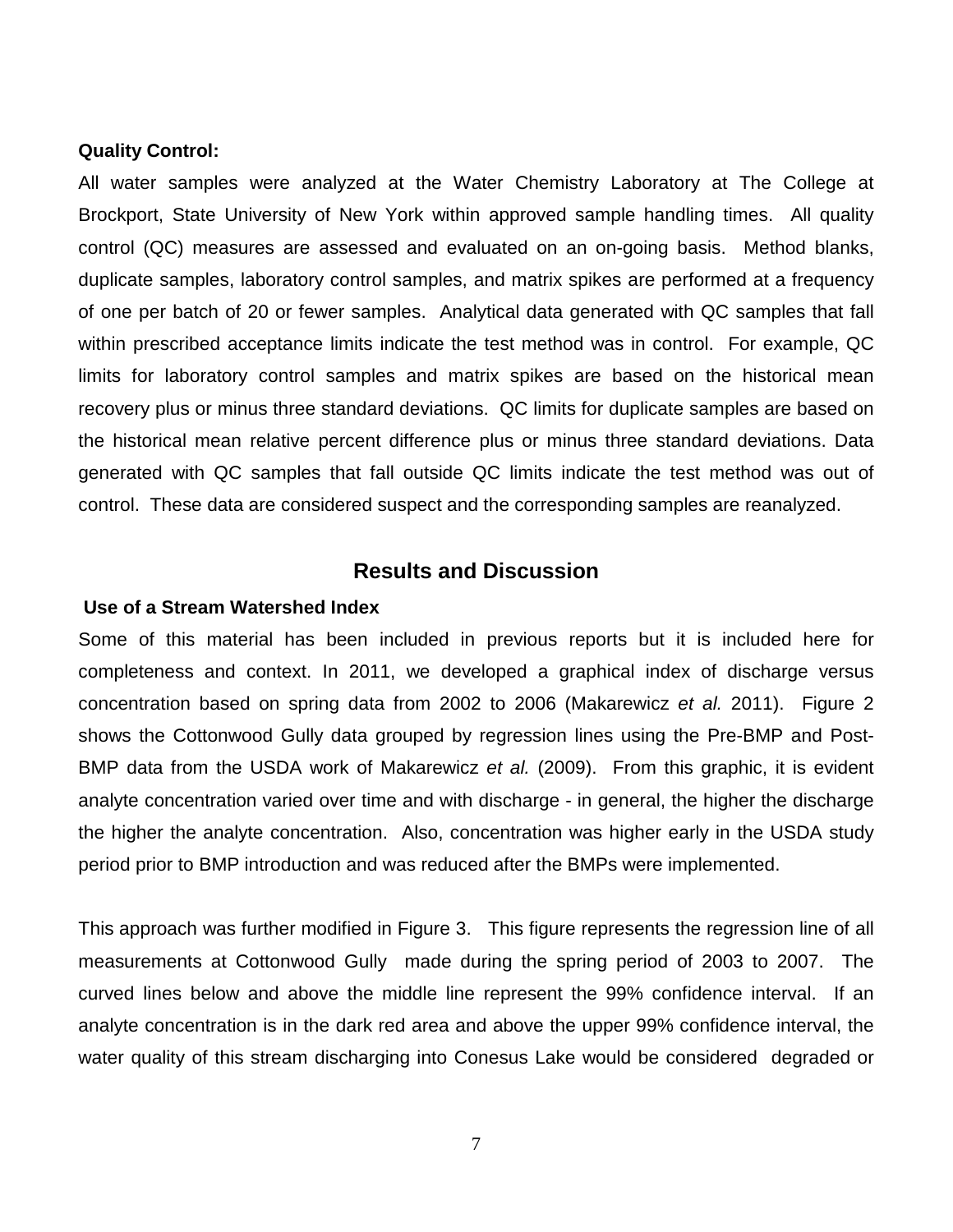**Quality Control:**

All water samples were analyzed at the Water Chemistry Laboratory at The College at Brockport, State University of New York within approved sample handling times. All quality control (QC) measures are assessed and evaluated on an on-going basis. Method blanks, duplicate samples, laboratory control samples, and matrix spikes are performed at a frequency of one per batch of 20 or fewer samples. Analytical data generated with QC samples that fall within prescribed acceptance limits indicate the test method was in control. For example, QC limits for laboratory control samples and matrix spikes are based on the historical mean recovery plus or minus three standard deviations. QC limits for duplicate samples are based on the historical mean relative percent difference plus or minus three standard deviations. Data generated with QC samples that fall outside QC limits indicate the test method was out of control. These data are considered suspect and the corresponding samples are reanalyzed.

## Results and Discussion

**Use of a Stream Watershed Index**

Some of this material has been included in previous reports but it is included here for completeness and context. In 2011, we developed a graphical index of discharge versus concentration based on spring data from 2002 to 2006 (Makarewicz *et al.* 2011). Figure 2 shows the Cottonwood Gully data grouped by regression lines using the Pre-BMP and Post-BMP data from the USDA work of Makarewicz *et al.* (2009). From this graphic, it is evident analyte concentration varied over time and with discharge - in general, the higher the discharge the higher the analyte concentration. Also, concentration was higher early in the USDA study period prior to BMP introduction and was reduced after the BMPs were implemented.

This approach was further modified in Figure 3. This figure represents the regression line of all measurements at Cottonwood Gully made during the spring period of 2003 to 2007. The curved lines below and above the middle line represent the 99% confidence interval. If an analyte concentration is in the dark red area and above the upper 99% confidence interval, the water quality of this stream discharging into Conesus Lake would be considered degraded or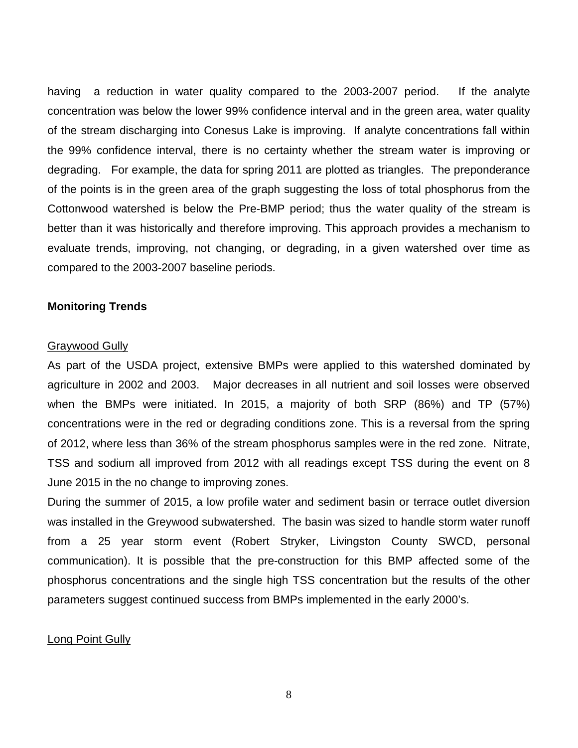having a reduction in water quality compared to the 2003-2007 period. If the analyte concentration was below the lower 99% confidence interval and in the green area, water quality of the stream discharging into Conesus Lake is improving. If analyte concentrations fall within the 99% confidence interval, there is no certainty whether the stream water is improving or degrading. For example, the data for spring 2011 are plotted as triangles. The preponderance of the points is in the green area of the graph suggesting the loss of total phosphorus from the Cottonwood watershed is below the Pre-BMP period; thus the water quality of the stream is better than it was historically and therefore improving. This approach provides a mechanism to evaluate trends, improving, not changing, or degrading, in a given watershed over time as compared to the 2003-2007 baseline periods.

**Monitoring Trends**

Graywood Gully

As part of the USDA project, extensive BMPs were applied to this watershed dominated by agriculture in 2002 and 2003. Major decreases in all nutrient and soil losses were observed when the BMPs were initiated. In 2015, a majority of both SRP (86%) and TP (57%) concentrations were in the red or degrading conditions zone. This is a reversal from the spring of 2012, where less than 36% of the stream phosphorus samples were in the red zone. Nitrate, TSS and sodium all improved from 2012 with all readings except TSS during the event on 8 June 2015 in the no change to improving zones.

During the summer of 2015, a low profile water and sediment basin or terrace outlet diversion was installed in the Greywood subwatershed. The basin was sized to handle storm water runoff from a 25 year storm event (Robert Stryker, Livingston County SWCD, personal communication). It is possible that the pre-construction for this BMP affected some of the phosphorus concentrations and the single high TSS concentration but the results of the other parameters suggest continued success from BMPs implemented in the early 2000's.

Long Point Gully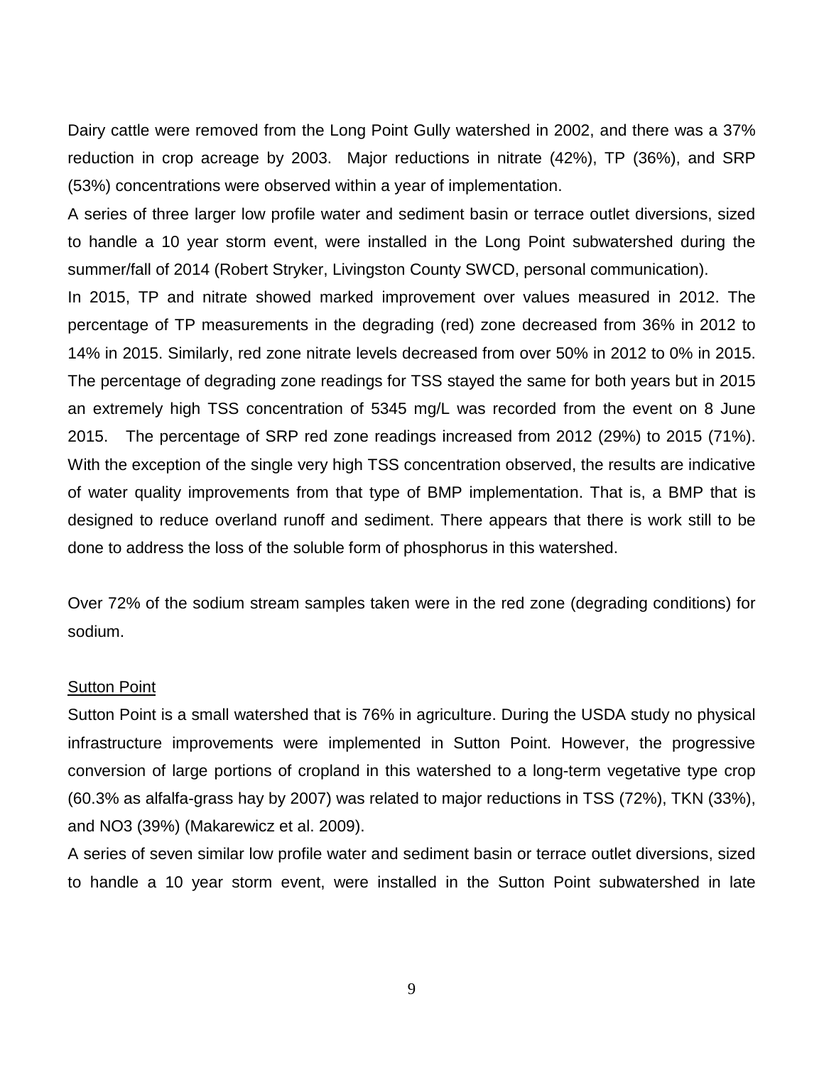Dairy cattle were removed from the Long Point Gully watershed in 2002, and there was a 37% reduction in crop acreage by 2003. Major reductions in nitrate (42%), TP (36%), and SRP (53%) concentrations were observed within a year of implementation.

A series of three larger low profile water and sediment basin or terrace outlet diversions, sized to handle a 10 year storm event, were installed in the Long Point subwatershed during the summer/fall of 2014 (Robert Stryker, Livingston County SWCD, personal communication).

In 2015, TP and nitrate showed marked improvement over values measured in 2012. The percentage of TP measurements in the degrading (red) zone decreased from 36% in 2012 to 14% in 2015. Similarly, red zone nitrate levels decreased from over 50% in 2012 to 0% in 2015. The percentage of degrading zone readings for TSS stayed the same for both years but in 2015 an extremely high TSS concentration of 5345 mg/L was recorded from the event on 8 June 2015. The percentage of SRP red zone readings increased from 2012 (29%) to 2015 (71%). With the exception of the single very high TSS concentration observed, the results are indicative of water quality improvements from that type of BMP implementation. That is, a BMP that is designed to reduce overland runoff and sediment. There appears that there is work still to be done to address the loss of the soluble form of phosphorus in this watershed.

Over 72% of the sodium stream samples taken were in the red zone (degrading conditions) for sodium.

<u>Sutton Point</u>

Sutton Point is a small watershed that is 76% in agriculture. During the USDA study no physical infrastructure improvements were implemented in Sutton Point. However, the progressive conversion of large portions of cropland in this watershed to a long-term vegetative type crop (60.3% as alfalfa-grass hay by 2007) was related to major reductions in TSS (72%), TKN (33%), and NO3 (39%) (Makarewicz et al. 2009).

A series of seven similar low profile water and sediment basin or terrace outlet diversions, sized to handle a 10 year storm event, were installed in the Sutton Point subwatershed in late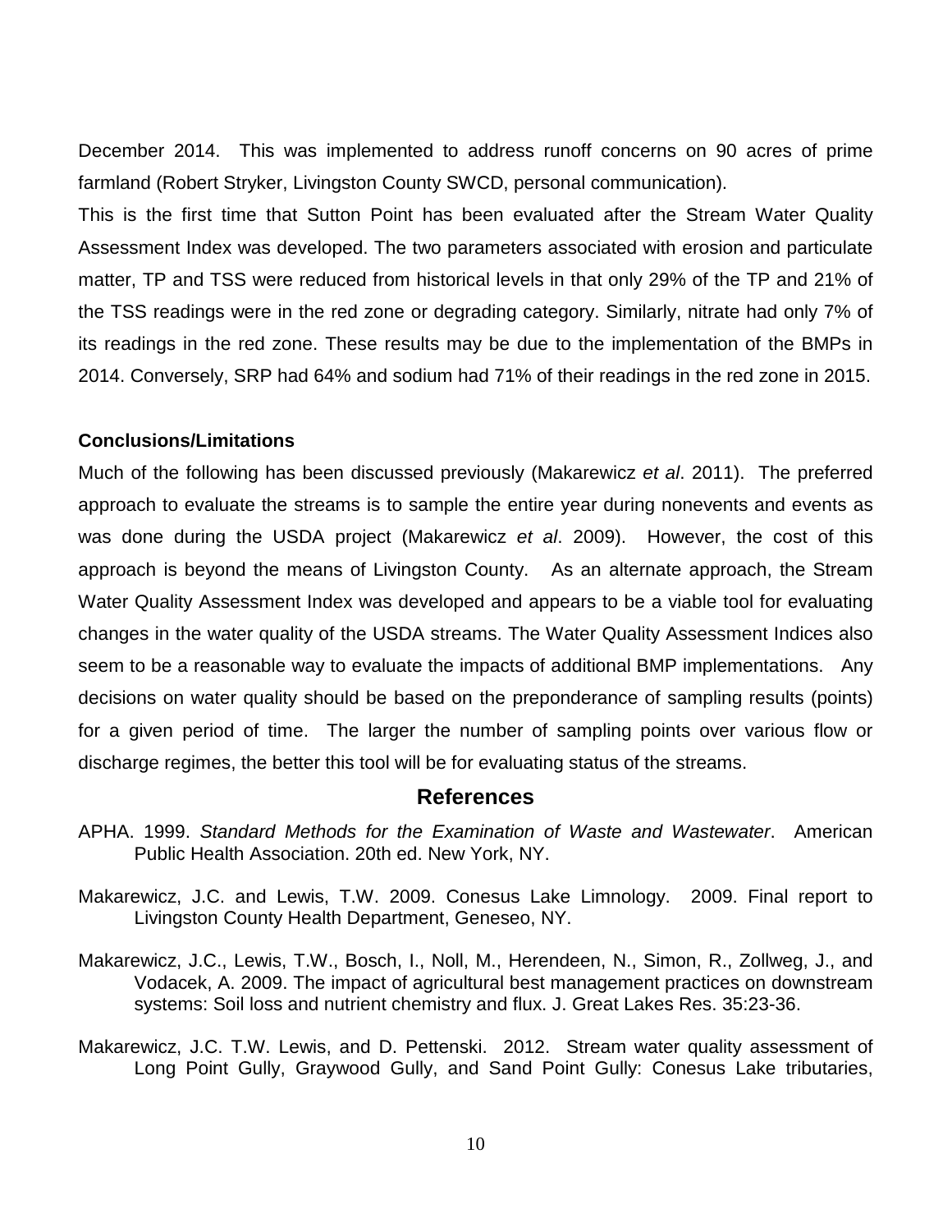December 2014. This was implemented to address runoff concerns on 90 acres of prime farmland (Robert Stryker, Livingston County SWCD, personal communication).

This is the first time that Sutton Point has been evaluated after the Stream Water Quality Assessment Index was developed. The two parameters associated with erosion and particulate matter, TP and TSS were reduced from historical levels in that only 29% of the TP and 21% of the TSS readings were in the red zone or degrading category. Similarly, nitrate had only 7% of its readings in the red zone. These results may be due to the implementation of the BMPs in 2014. Conversely, SRP had 64% and sodium had 71% of their readings in the red zone in 2015.

**Conclusions/Limitations**

Much of the following has been discussed previously (Makarewicz *et al*. 2011). The preferred approach to evaluate the streams is to sample the entire year during nonevents and events as was done during the USDA project (Makarewicz *et al*. 2009). However, the cost of this approach is beyond the means of Livingston County. As an alternate approach, the Stream Water Quality Assessment Index was developed and appears to be a viable tool for evaluating changes in the water quality of the USDA streams. The Water Quality Assessment Indices also seem to be a reasonable way to evaluate the impacts of additional BMP implementations. Any decisions on water quality should be based on the preponderance of sampling results (points) for a given period of time. The larger the number of sampling points over various flow or discharge regimes, the better this tool will be for evaluating status of the streams.

## References

APHA. 1999. *Standard Methods for the Examination of Waste and Wastewater*. American Public Health Association. 20th ed. New York, NY.

Makarewicz, J.C. and Lewis, T.W. 2009. Conesus Lake Limnology. 2009. Final report to Livingston County Health Department, Geneseo, NY.

Makarewicz, J.C., Lewis, T.W., Bosch, I., Noll, M., Herendeen, N., Simon, R., Zollweg, J., and Vodacek, A. 2009. The impact of agricultural best management practices on downstream systems: Soil loss and nutrient chemistry and flux. J. Great Lakes Res. 35:23-36.

Makarewicz, J.C. T.W. Lewis, and D. Pettenski. 2012. Stream water quality assessment of Long Point Gully, Graywood Gully, and Sand Point Gully: Conesus Lake tributaries,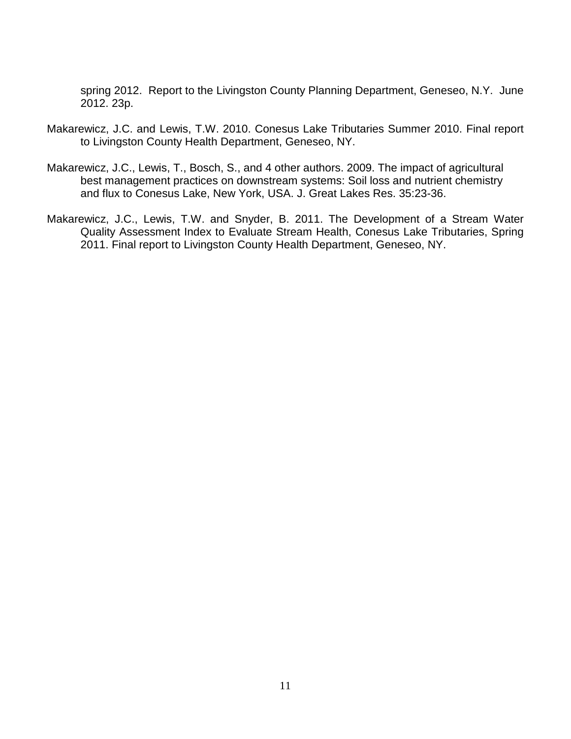spring 2012. Report to the Livingston County Planning Department, Geneseo, N.Y. June 2012. 23p.

Makarewicz, J.C. and Lewis, T.W. 2010. Conesus Lake Tributaries Summer 2010. Final report to Livingston County Health Department, Geneseo, NY.

Makarewicz, J.C., Lewis, T., Bosch, S., and 4 other authors. 2009. The impact of agricultural best management practices on downstream systems: Soil loss and nutrient chemistry and flux to Conesus Lake, New York, USA. J. Great Lakes Res. 35:23-36.

Makarewicz, J.C., Lewis, T.W. and Snyder, B. 2011. The Development of a Stream Water Quality Assessment Index to Evaluate Stream Health, Conesus Lake Tributaries, Spring 2011. Final report to Livingston County Health Department, Geneseo, NY.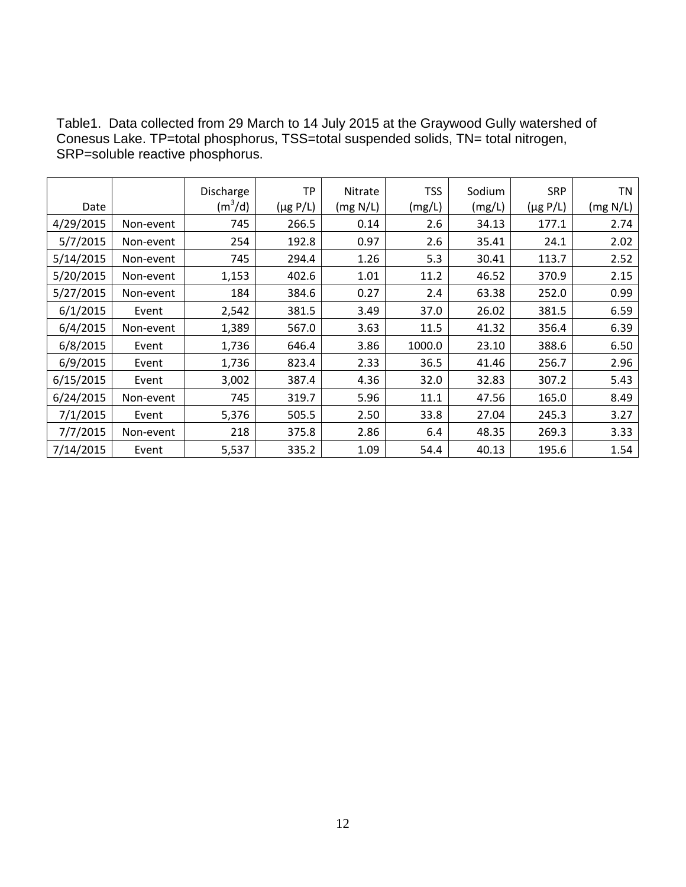Table1. Data collected from 29 March to 14 July 2015 at the Graywood Gully watershed of Conesus Lake. TP=total phosphorus, TSS=total suspended solids, TN= total nitrogen, SRP=soluble reactive phosphorus.

| Date | | Discharge ($m^3$/d) | TP (μg P/L) | Nitrate (mg N/L) | TSS (mg/L) | Sodium (mg/L) | SRP (μg P/L) | TN (mg N/L) |
|---|---|---|---|---|---|---|---|---|
| 4/29/2015 | Non-event | 745 | 266.5 | 0.14 | 2.6 | 34.13 | 177.1 | 2.74 |
| 5/7/2015 | Non-event | 254 | 192.8 | 0.97 | 2.6 | 35.41 | 24.1 | 2.02 |
| 5/14/2015 | Non-event | 745 | 294.4 | 1.26 | 5.3 | 30.41 | 113.7 | 2.52 |
| 5/20/2015 | Non-event | 1,153 | 402.6 | 1.01 | 11.2 | 46.52 | 370.9 | 2.15 |
| 5/27/2015 | Non-event | 184 | 384.6 | 0.27 | 2.4 | 63.38 | 252.0 | 0.99 |
| 6/1/2015 | Event | 2,542 | 381.5 | 3.49 | 37.0 | 26.02 | 381.5 | 6.59 |
| 6/4/2015 | Non-event | 1,389 | 567.0 | 3.63 | 11.5 | 41.32 | 356.4 | 6.39 |
| 6/8/2015 | Event | 1,736 | 646.4 | 3.86 | 1000.0 | 23.10 | 388.6 | 6.50 |
| 6/9/2015 | Event | 1,736 | 823.4 | 2.33 | 36.5 | 41.46 | 256.7 | 2.96 |
| 6/15/2015 | Event | 3,002 | 387.4 | 4.36 | 32.0 | 32.83 | 307.2 | 5.43 |
| 6/24/2015 | Non-event | 745 | 319.7 | 5.96 | 11.1 | 47.56 | 165.0 | 8.49 |
| 7/1/2015 | Event | 5,376 | 505.5 | 2.50 | 33.8 | 27.04 | 245.3 | 3.27 |
| 7/7/2015 | Non-event | 218 | 375.8 | 2.86 | 6.4 | 48.35 | 269.3 | 3.33 |
| 7/14/2015 | Event | 5,537 | 335.2 | 1.09 | 54.4 | 40.13 | 195.6 | 1.54 |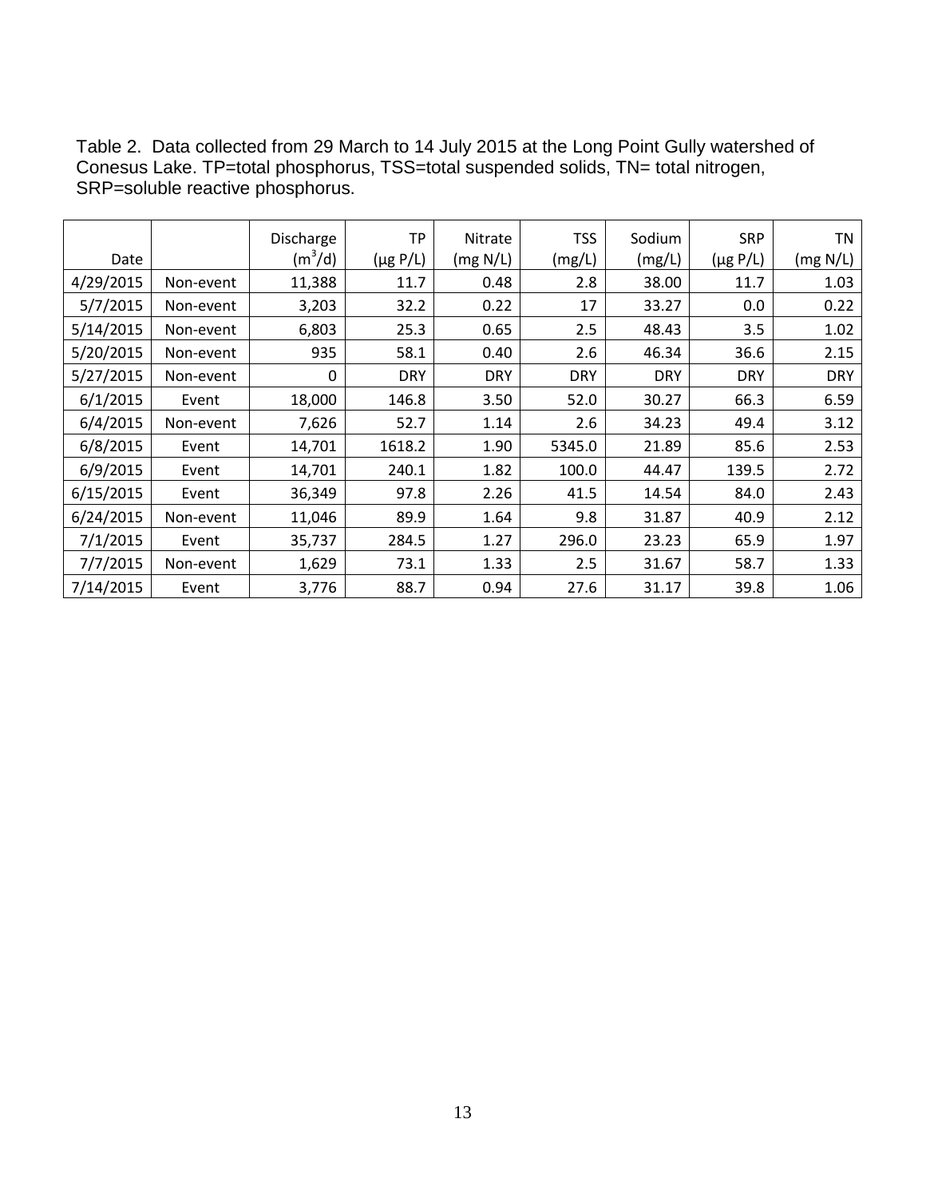Table 2. Data collected from 29 March to 14 July 2015 at the Long Point Gully watershed of Conesus Lake. TP=total phosphorus, TSS=total suspended solids, TN= total nitrogen, SRP=soluble reactive phosphorus.

| Date | | Discharge ($m^3$/d) | TP (µg P/L) | Nitrate (mg N/L) | TSS (mg/L) | Sodium (mg/L) | SRP (µg P/L) | TN (mg N/L) |
|---|---|---|---|---|---|---|---|---|
| 4/29/2015 | Non-event | 11,388 | 11.7 | 0.48 | 2.8 | 38.00 | 11.7 | 1.03 |
| 5/7/2015 | Non-event | 3,203 | 32.2 | 0.22 | 17 | 33.27 | 0.0 | 0.22 |
| 5/14/2015 | Non-event | 6,803 | 25.3 | 0.65 | 2.5 | 48.43 | 3.5 | 1.02 |
| 5/20/2015 | Non-event | 935 | 58.1 | 0.40 | 2.6 | 46.34 | 36.6 | 2.15 |
| 5/27/2015 | Non-event | 0 | DRY | DRY | DRY | DRY | DRY | DRY |
| 6/1/2015 | Event | 18,000 | 146.8 | 3.50 | 52.0 | 30.27 | 66.3 | 6.59 |
| 6/4/2015 | Non-event | 7,626 | 52.7 | 1.14 | 2.6 | 34.23 | 49.4 | 3.12 |
| 6/8/2015 | Event | 14,701 | 1618.2 | 1.90 | 5345.0 | 21.89 | 85.6 | 2.53 |
| 6/9/2015 | Event | 14,701 | 240.1 | 1.82 | 100.0 | 44.47 | 139.5 | 2.72 |
| 6/15/2015 | Event | 36,349 | 97.8 | 2.26 | 41.5 | 14.54 | 84.0 | 2.43 |
| 6/24/2015 | Non-event | 11,046 | 89.9 | 1.64 | 9.8 | 31.87 | 40.9 | 2.12 |
| 7/1/2015 | Event | 35,737 | 284.5 | 1.27 | 296.0 | 23.23 | 65.9 | 1.97 |
| 7/7/2015 | Non-event | 1,629 | 73.1 | 1.33 | 2.5 | 31.67 | 58.7 | 1.33 |
| 7/14/2015 | Event | 3,776 | 88.7 | 0.94 | 27.6 | 31.17 | 39.8 | 1.06 |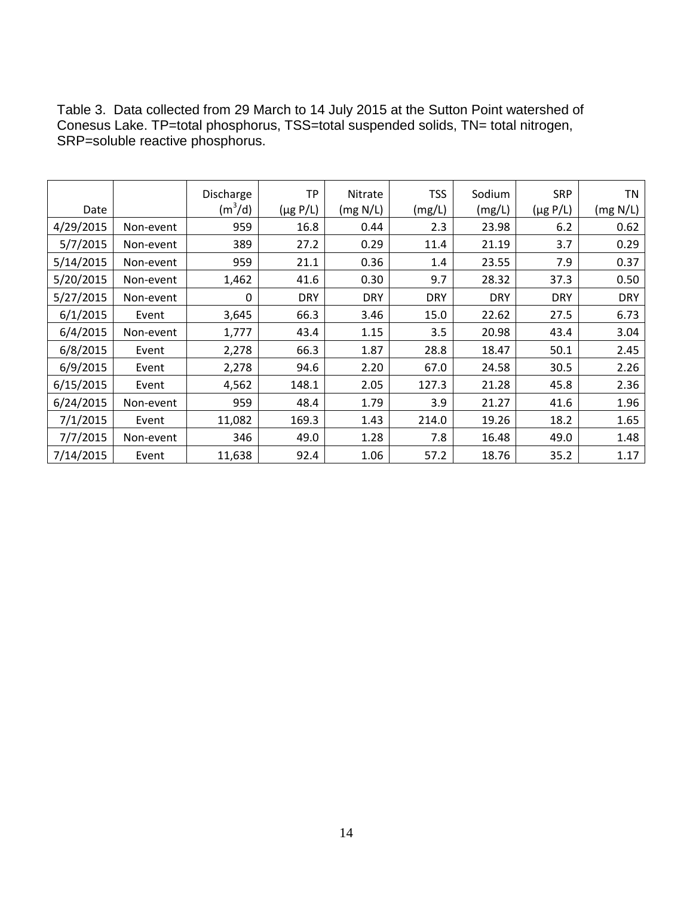Table 3. Data collected from 29 March to 14 July 2015 at the Sutton Point watershed of Conesus Lake. TP=total phosphorus, TSS=total suspended solids, TN= total nitrogen, SRP=soluble reactive phosphorus.

| Date | | Discharge ($m^3$/d) | TP (µg P/L) | Nitrate (mg N/L) | TSS (mg/L) | Sodium (mg/L) | SRP (µg P/L) | TN (mg N/L) |
|---|---|---|---|---|---|---|---|---|
| 4/29/2015 | Non-event | 959 | 16.8 | 0.44 | 2.3 | 23.98 | 6.2 | 0.62 |
| 5/7/2015 | Non-event | 389 | 27.2 | 0.29 | 11.4 | 21.19 | 3.7 | 0.29 |
| 5/14/2015 | Non-event | 959 | 21.1 | 0.36 | 1.4 | 23.55 | 7.9 | 0.37 |
| 5/20/2015 | Non-event | 1,462 | 41.6 | 0.30 | 9.7 | 28.32 | 37.3 | 0.50 |
| 5/27/2015 | Non-event | 0 | DRY | DRY | DRY | DRY | DRY | DRY |
| 6/1/2015 | Event | 3,645 | 66.3 | 3.46 | 15.0 | 22.62 | 27.5 | 6.73 |
| 6/4/2015 | Non-event | 1,777 | 43.4 | 1.15 | 3.5 | 20.98 | 43.4 | 3.04 |
| 6/8/2015 | Event | 2,278 | 66.3 | 1.87 | 28.8 | 18.47 | 50.1 | 2.45 |
| 6/9/2015 | Event | 2,278 | 94.6 | 2.20 | 67.0 | 24.58 | 30.5 | 2.26 |
| 6/15/2015 | Event | 4,562 | 148.1 | 2.05 | 127.3 | 21.28 | 45.8 | 2.36 |
| 6/24/2015 | Non-event | 959 | 48.4 | 1.79 | 3.9 | 21.27 | 41.6 | 1.96 |
| 7/1/2015 | Event | 11,082 | 169.3 | 1.43 | 214.0 | 19.26 | 18.2 | 1.65 |
| 7/7/2015 | Non-event | 346 | 49.0 | 1.28 | 7.8 | 16.48 | 49.0 | 1.48 |
| 7/14/2015 | Event | 11,638 | 92.4 | 1.06 | 57.2 | 18.76 | 35.2 | 1.17 |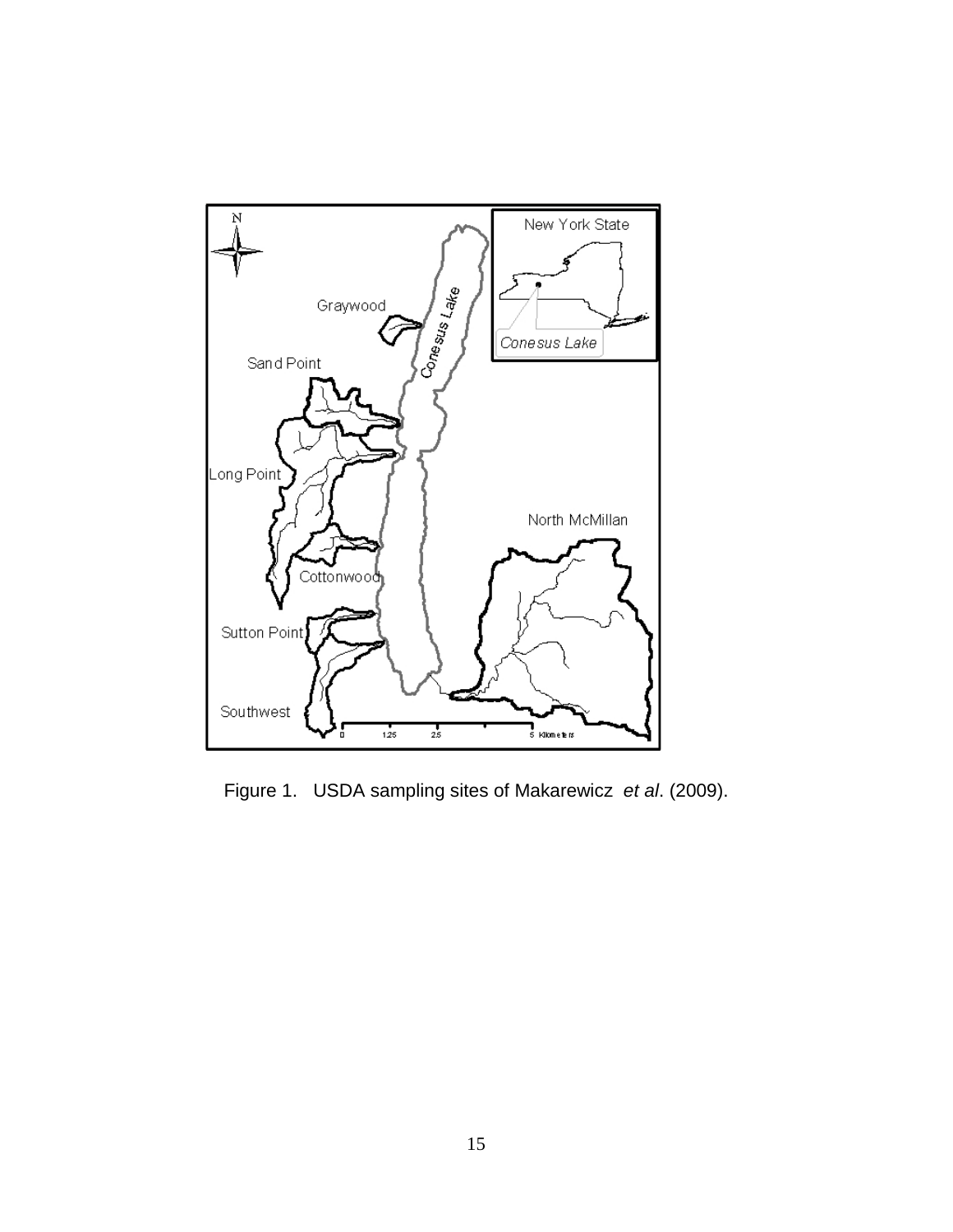Figure 1. USDA sampling sites of Makarewicz *et al*. (2009).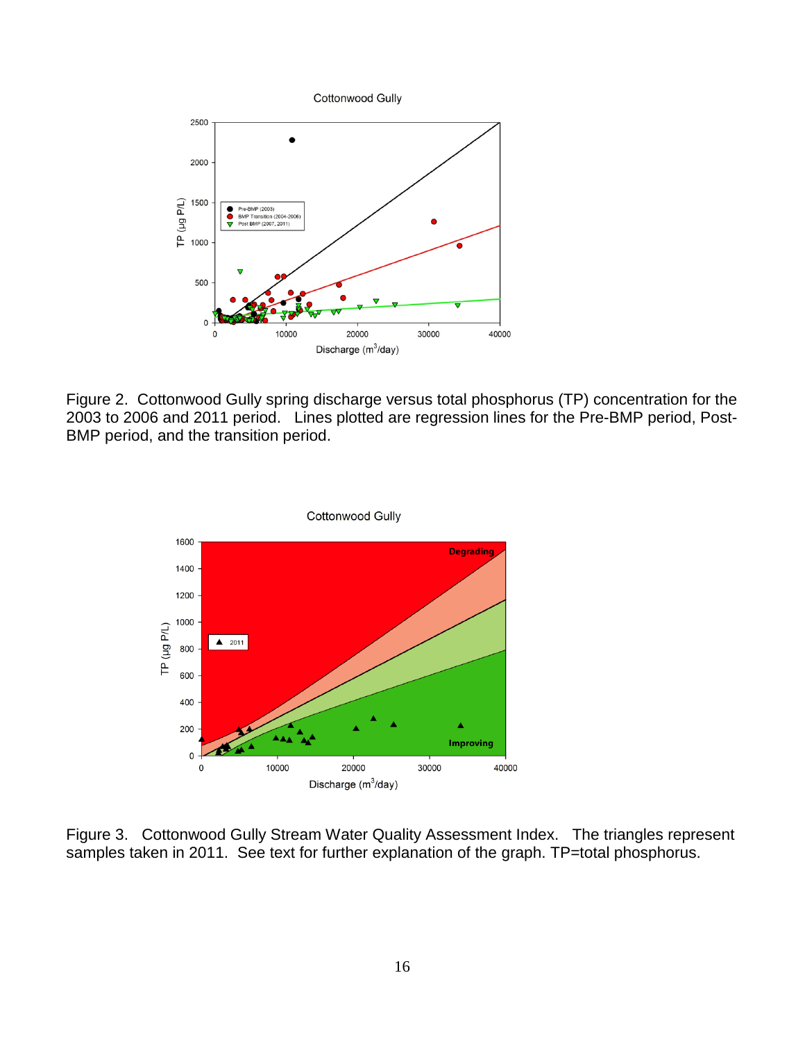Figure 2. Cottonwood Gully spring discharge versus total phosphorus (TP) concentration for the 2003 to 2006 and 2011 period. Lines plotted are regression lines for the Pre-BMP period, Post-BMP period, and the transition period.

Figure 3. Cottonwood Gully Stream Water Quality Assessment Index. The triangles represent samples taken in 2011. See text for further explanation of the graph. TP=total phosphorus.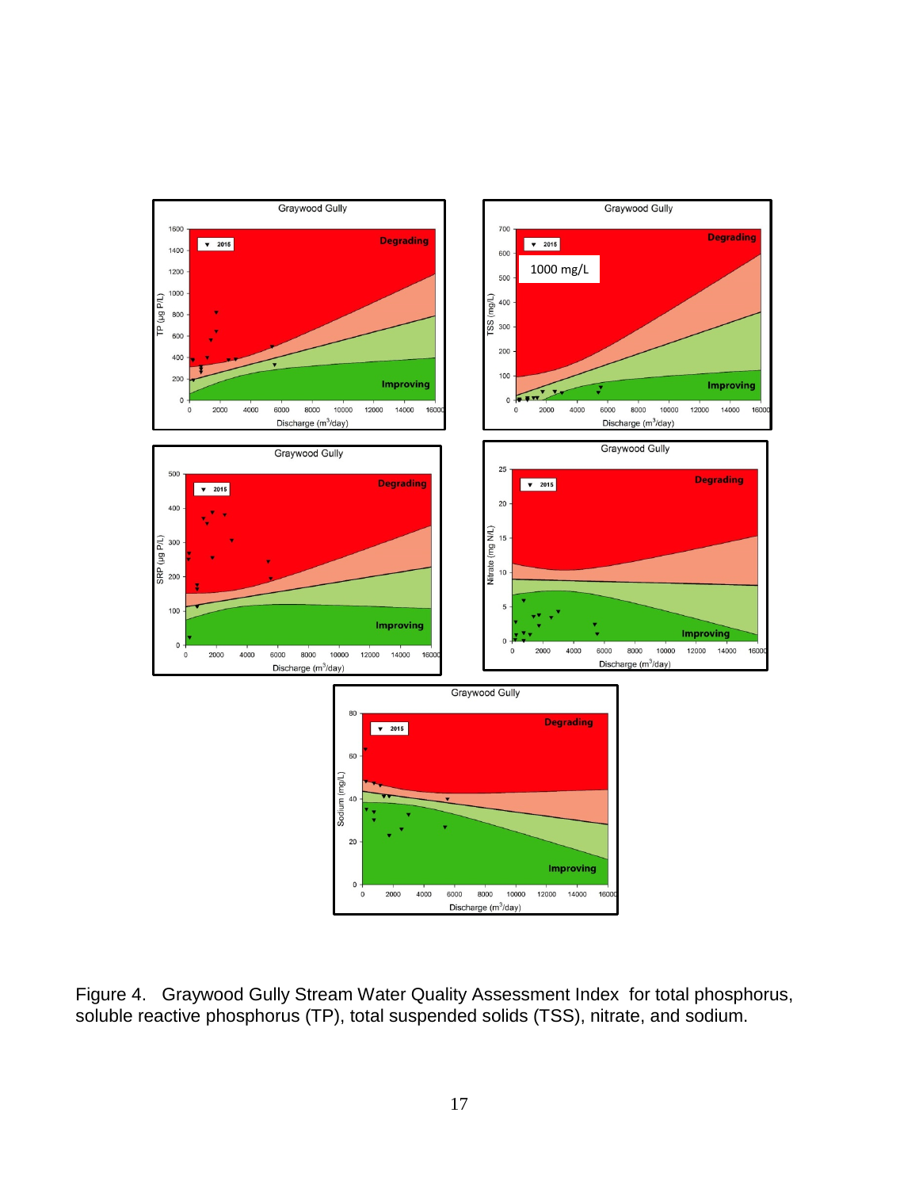Figure 4. Graywood Gully Stream Water Quality Assessment Index for total phosphorus, soluble reactive phosphorus (TP), total suspended solids (TSS), nitrate, and sodium.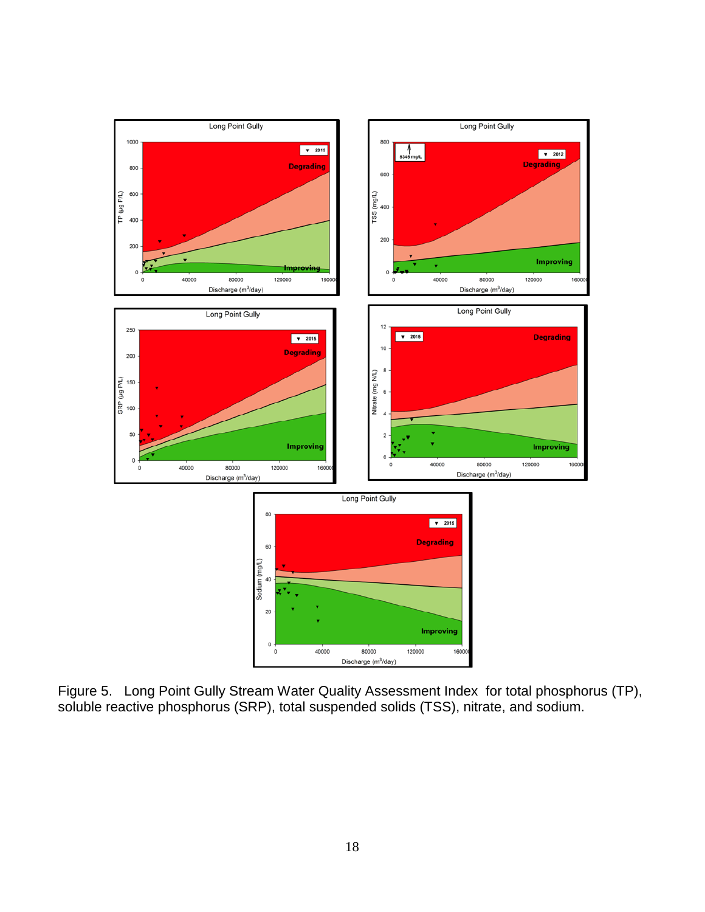Figure 5. Long Point Gully Stream Water Quality Assessment Index for total phosphorus (TP), soluble reactive phosphorus (SRP), total suspended solids (TSS), nitrate, and sodium.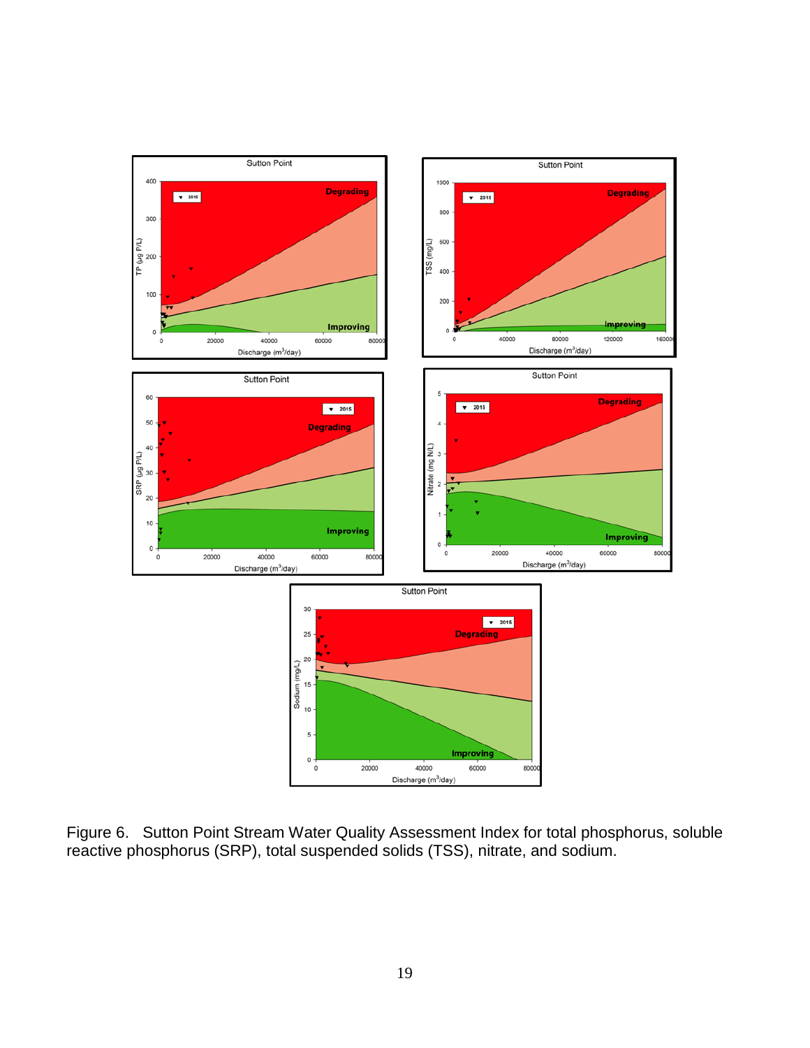Sutton Point

TP (µg P/L)

400
300
200
100
0

2015

Degrading

Improving

0
20000
40000
60000
80000

Discharge (m³/day)

Sutton Point

TSS (mg/L)

1000
800
600
400
200
0

2015

Degrading

Improving

0
40000
80000
120000
160000

Discharge (m³/day)

Sutton Point

SRP (µg P/L)

60
50
40
30
20
10
0

2015

Degrading

Improving

0
20000
40000
60000
80000

Discharge (m³/day)

Sutton Point

Nitrate (mg N/L)

5
4
3
2
1
0

2015

Degrading

Improving

0
20000
40000
60000
80000

Discharge (m³/day)

Sutton Point

Sodium (mg/L)

30
25
20
15
10
5
0

2015

Degrading

Improving

0
20000
40000
60000
80000

Discharge (m³/day)

Figure 6. Sutton Point Stream Water Quality Assessment Index for total phosphorus, soluble reactive phosphorus (SRP), total suspended solids (TSS), nitrate, and sodium.